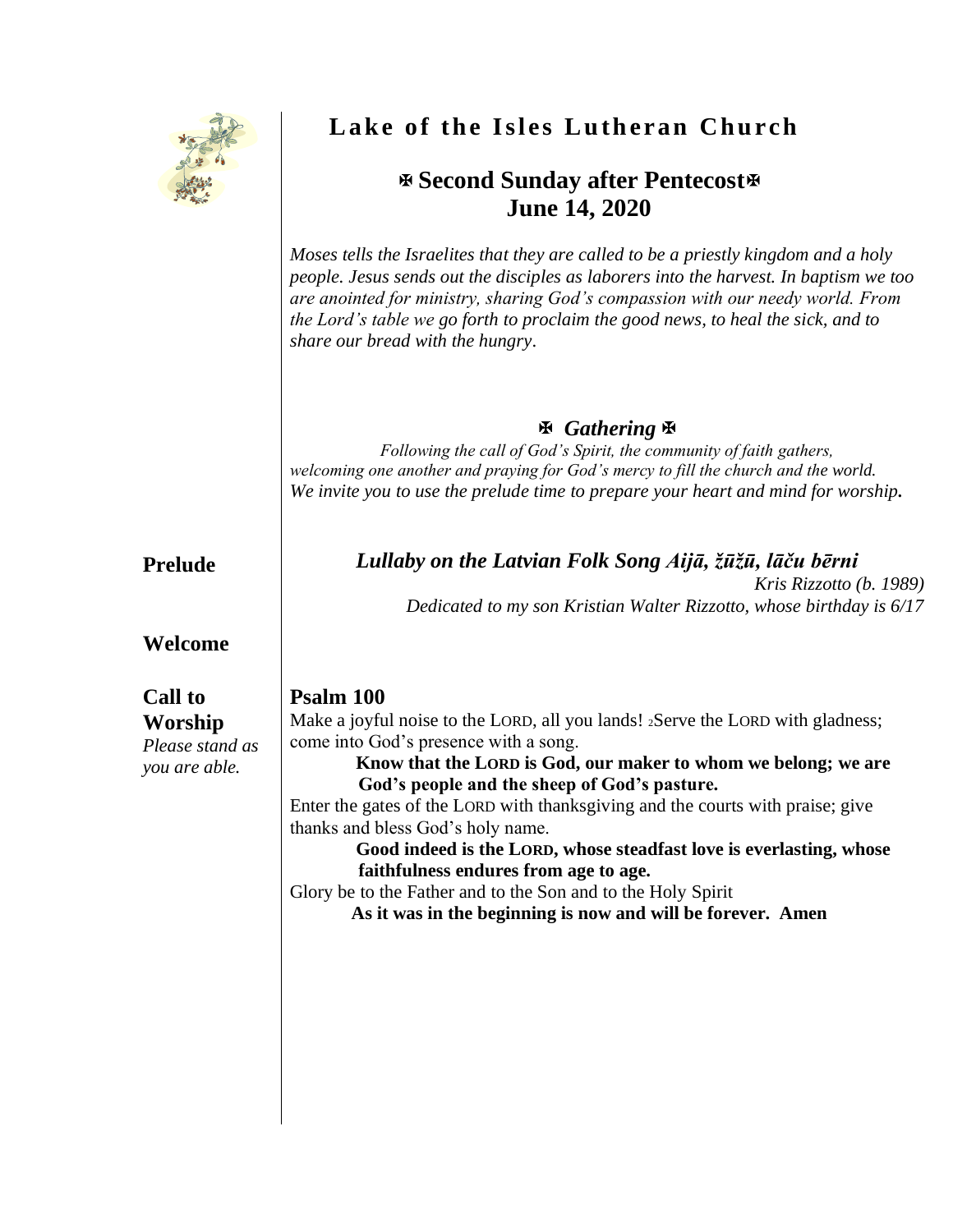# Lake of the Isles Lutheran Church

## ✠ Second Sunday after Pentecost✠
## June 14, 2020

*Moses tells the Israelites that they are called to be a priestly kingdom and a holy people. Jesus sends out the disciples as laborers into the harvest. In baptism we too are anointed for ministry, sharing God's compassion with our needy world. From the Lord's table we go forth to proclaim the good news, to heal the sick, and to share our bread with the hungry.*

### ✠ *Gathering* ✠

*Following the call of God's Spirit, the community of faith gathers, welcoming one another and praying for God's mercy to fill the church and the world. We invite you to use the prelude time to prepare your heart and mind for worship.*

**Prelude** ***Lullaby on the Latvian Folk Song Aijā, žūžū, lāču bērni***

*Kris Rizzotto (b. 1989)*

*Dedicated to my son Kristian Walter Rizzotto, whose birthday is 6/17*

**Welcome**

**Call to Worship**

*Please stand as you are able.*

**Psalm 100**

Make a joyful noise to the LORD, all you lands! 2Serve the LORD with gladness; come into God's presence with a song.

**Know that the LORD is God, our maker to whom we belong; we are God's people and the sheep of God's pasture.**

Enter the gates of the LORD with thanksgiving and the courts with praise; give thanks and bless God's holy name.

**Good indeed is the LORD, whose steadfast love is everlasting, whose faithfulness endures from age to age.**

Glory be to the Father and to the Son and to the Holy Spirit

**As it was in the beginning is now and will be forever. Amen**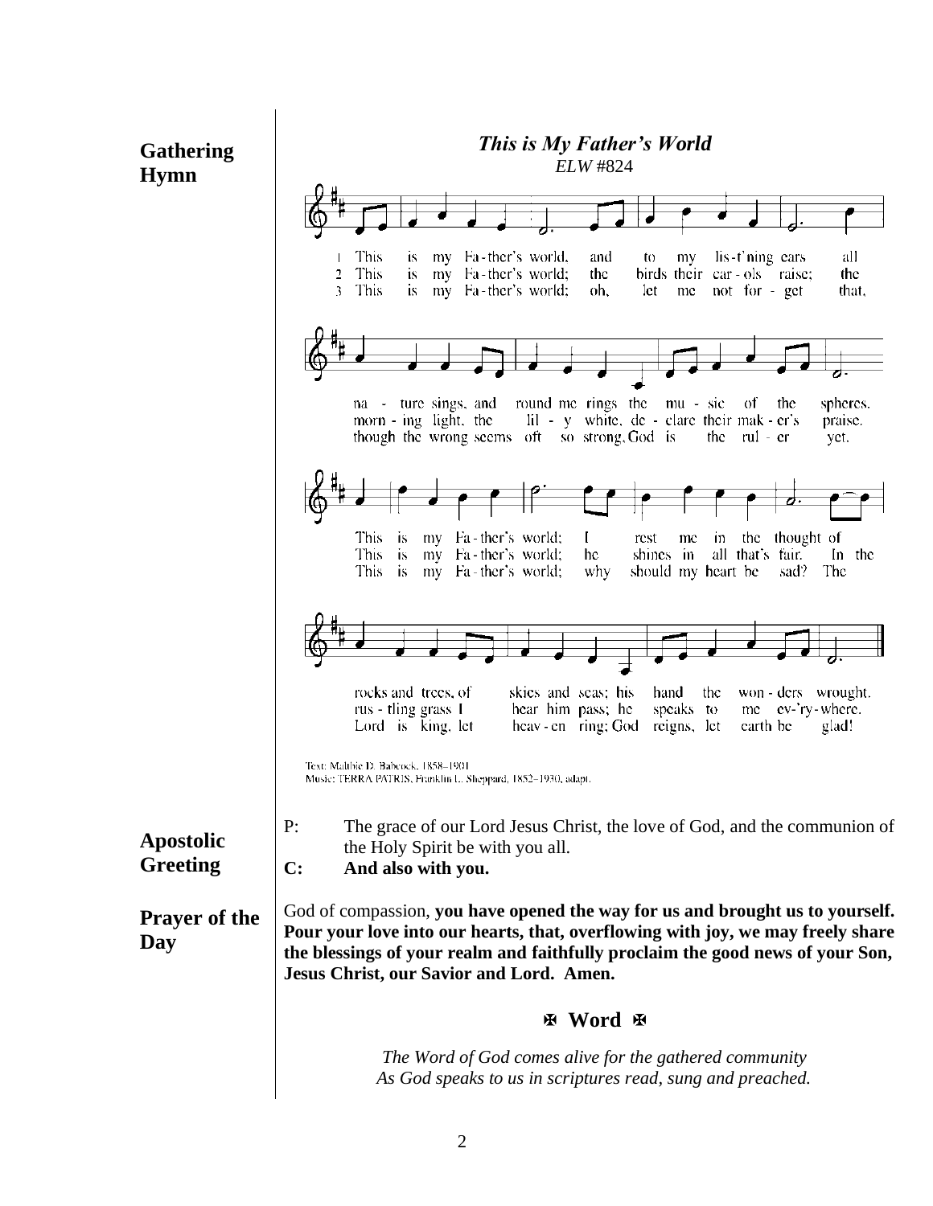**Gathering Hymn**

***This is My Father's World***
*ELW* #824

1 This is my Fa-ther's world, and to my lis-t'ning ears all na - ture sings, and round me rings the mu - sic of the spheres. This is my Fa-ther's world; I rest me in the thought of rocks and trees, of skies and seas; his hand the won - ders wrought.

2 This is my Fa-ther's world; the birds their car - ols raise; the morn - ing light, the lil - y white, de - clare their mak - er's praise. This is my Fa-ther's world; he shines in all that's fair. In the rus - tling grass I hear him pass; he speaks to me ev-'ry-where.

3 This is my Fa-ther's world; oh, let me not for - get that, though the wrong seems oft so strong, God is the rul - er yet. This is my Fa-ther's world; why should my heart be sad? The Lord is king, let heav - en ring; God reigns, let earth be glad!

Text: Maltbie D. Babcock, 1858–1901
Music: TERRA PATRIS, Franklin L. Sheppard, 1852–1930, adapt.

**Apostolic Greeting**

P: The grace of our Lord Jesus Christ, the love of God, and the communion of the Holy Spirit be with you all.
**C: And also with you.**

**Prayer of the Day**

God of compassion, **you have opened the way for us and brought us to yourself. Pour your love into our hearts, that, overflowing with joy, we may freely share the blessings of your realm and faithfully proclaim the good news of your Son, Jesus Christ, our Savior and Lord. Amen.**

## ✠ Word ✠

*The Word of God comes alive for the gathered community*
*As God speaks to us in scriptures read, sung and preached.*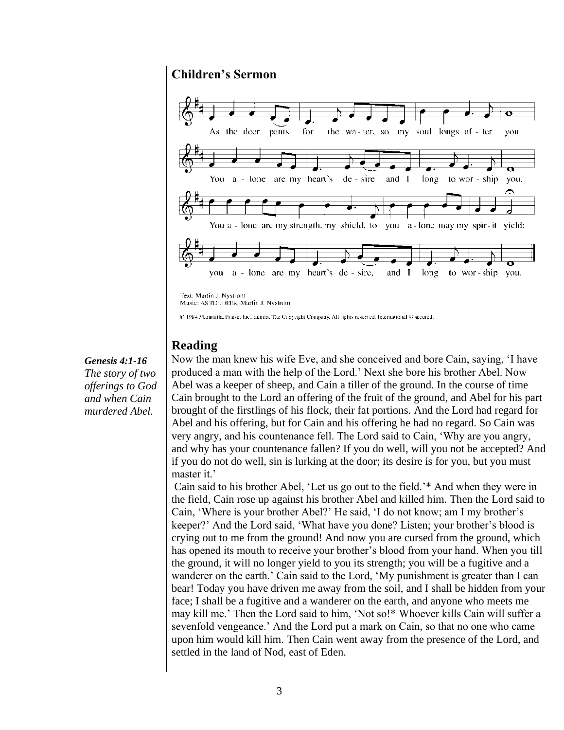## Children's Sermon

As the deer pants for the wa - ter, so my soul longs af - ter you.

You a - lone are my heart's de - sire and I long to wor - ship you.

You a - lone are my strength, my shield, to you a - lone may my spir - it yield;

you a - lone are my heart's de - sire, and I long to wor - ship you.

Text: Martin J. Nystrom
Music: AS THE DEER, Martin J. Nystrom

© 1984 Maranatha Praise, Inc., admin. The Copyright Company. All rights reserved. International © secured.

## Reading

***Genesis 4:1-16***
***The story of two offerings to God and when Cain murdered Abel.***

Now the man knew his wife Eve, and she conceived and bore Cain, saying, 'I have produced a man with the help of the Lord.' Next she bore his brother Abel. Now Abel was a keeper of sheep, and Cain a tiller of the ground. In the course of time Cain brought to the Lord an offering of the fruit of the ground, and Abel for his part brought of the firstlings of his flock, their fat portions. And the Lord had regard for Abel and his offering, but for Cain and his offering he had no regard. So Cain was very angry, and his countenance fell. The Lord said to Cain, 'Why are you angry, and why has your countenance fallen? If you do well, will you not be accepted? And if you do not do well, sin is lurking at the door; its desire is for you, but you must master it.'

Cain said to his brother Abel, 'Let us go out to the field.'* And when they were in the field, Cain rose up against his brother Abel and killed him. Then the Lord said to Cain, 'Where is your brother Abel?' He said, 'I do not know; am I my brother's keeper?' And the Lord said, 'What have you done? Listen; your brother's blood is crying out to me from the ground! And now you are cursed from the ground, which has opened its mouth to receive your brother's blood from your hand. When you till the ground, it will no longer yield to you its strength; you will be a fugitive and a wanderer on the earth.' Cain said to the Lord, 'My punishment is greater than I can bear! Today you have driven me away from the soil, and I shall be hidden from your face; I shall be a fugitive and a wanderer on the earth, and anyone who meets me may kill me.' Then the Lord said to him, 'Not so!* Whoever kills Cain will suffer a sevenfold vengeance.' And the Lord put a mark on Cain, so that no one who came upon him would kill him. Then Cain went away from the presence of the Lord, and settled in the land of Nod, east of Eden.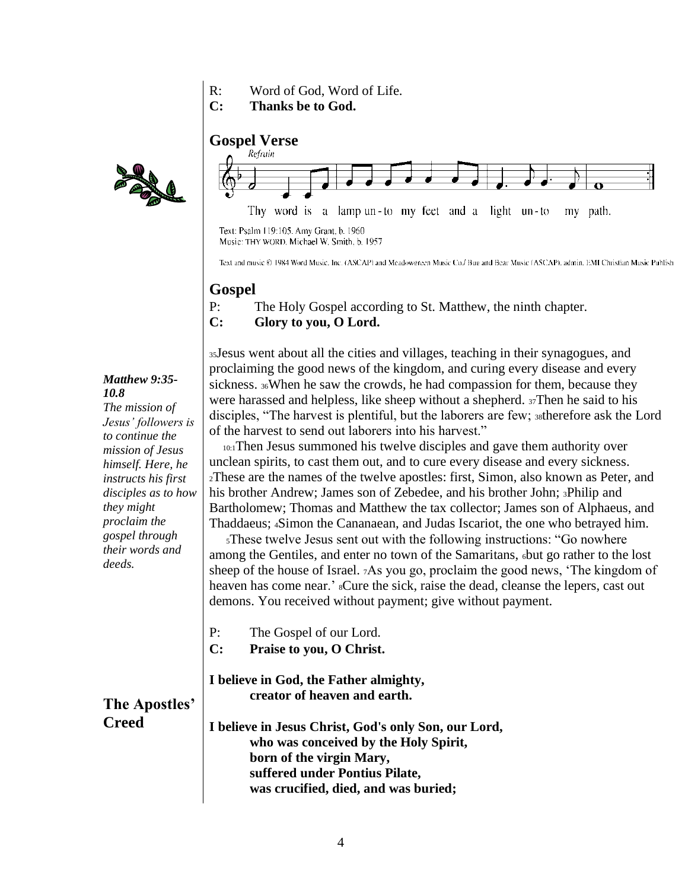R: Word of God, Word of Life.
**C: Thanks be to God.**

## Gospel Verse

Refrain

Thy word is a lamp un-to my feet and a light un-to my path.

Text: Psalm 119:105. Amy Grant, b. 1960
Music: THY WORD, Michael W. Smith, b. 1957

Text and music © 1984 Word Music, Inc. (ASCAP) and Meadowgreen Music Co./ Bug and Bear Music (ASCAP), admin. EMI Christian Music Publish

## Gospel

P: The Holy Gospel according to St. Matthew, the ninth chapter.
**C: Glory to you, O Lord.**

***Matthew 9:35-10.8***
*The mission of Jesus' followers is to continue the mission of Jesus himself. Here, he instructs his first disciples as to how they might proclaim the gospel through their words and deeds.*

35Jesus went about all the cities and villages, teaching in their synagogues, and proclaiming the good news of the kingdom, and curing every disease and every sickness. 36When he saw the crowds, he had compassion for them, because they were harassed and helpless, like sheep without a shepherd. 37Then he said to his disciples, "The harvest is plentiful, but the laborers are few; 38therefore ask the Lord of the harvest to send out laborers into his harvest."

10:1Then Jesus summoned his twelve disciples and gave them authority over unclean spirits, to cast them out, and to cure every disease and every sickness. 2These are the names of the twelve apostles: first, Simon, also known as Peter, and his brother Andrew; James son of Zebedee, and his brother John; 3Philip and Bartholomew; Thomas and Matthew the tax collector; James son of Alphaeus, and Thaddaeus; 4Simon the Cananaean, and Judas Iscariot, the one who betrayed him.

5These twelve Jesus sent out with the following instructions: "Go nowhere among the Gentiles, and enter no town of the Samaritans, 6but go rather to the lost sheep of the house of Israel. 7As you go, proclaim the good news, 'The kingdom of heaven has come near.' 8Cure the sick, raise the dead, cleanse the lepers, cast out demons. You received without payment; give without payment.

P: The Gospel of our Lord.
**C: Praise to you, O Christ.**

## The Apostles' Creed

**I believe in God, the Father almighty,**
**creator of heaven and earth.**

**I believe in Jesus Christ, God's only Son, our Lord,**
**who was conceived by the Holy Spirit,**
**born of the virgin Mary,**
**suffered under Pontius Pilate,**
**was crucified, died, and was buried;**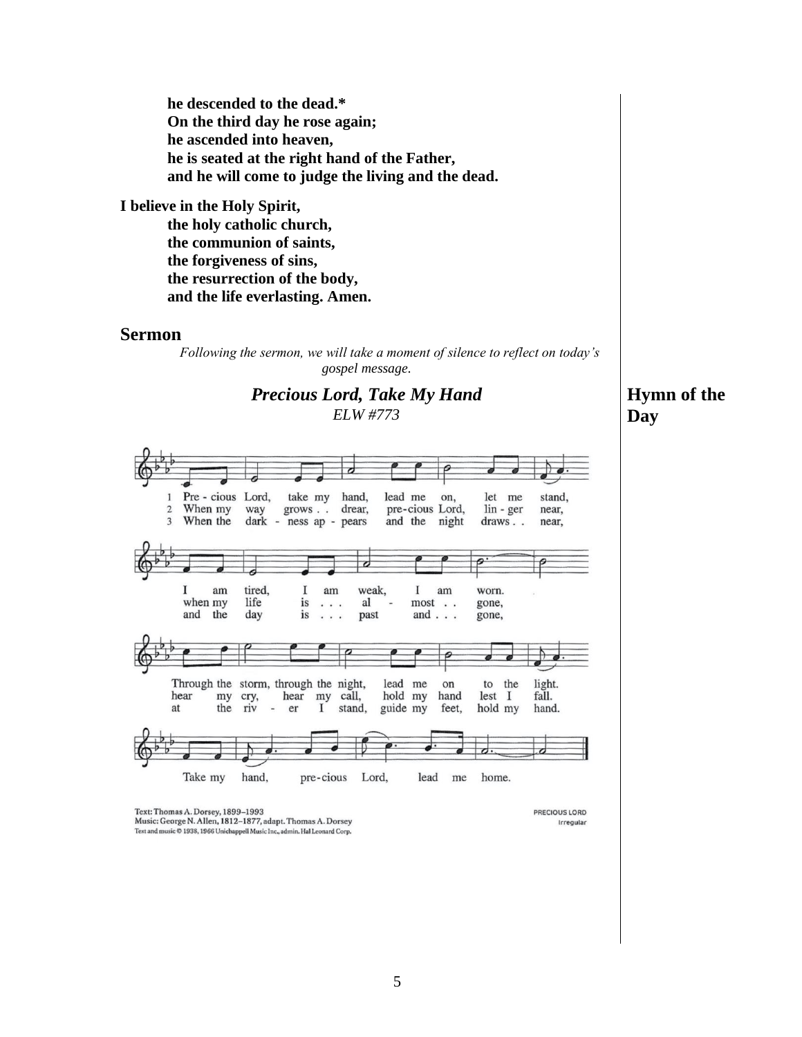**he descended to the dead.\***
**On the third day he rose again;**
**he ascended into heaven,**
**he is seated at the right hand of the Father,**
**and he will come to judge the living and the dead.**

**I believe in the Holy Spirit,**
**the holy catholic church,**
**the communion of saints,**
**the forgiveness of sins,**
**the resurrection of the body,**
**and the life everlasting. Amen.**

## Sermon

*Following the sermon, we will take a moment of silence to reflect on today's gospel message.*

## Hymn of the Day

### *Precious Lord, Take My Hand*

*ELW #773*

1 Pre - cious Lord, take my hand, lead me on, let me stand,
2 When my way grows . . drear, pre-cious Lord, lin - ger near,
3 When the dark - ness ap - pears and the night draws . . near,

I am tired, I am weak, I am worn.
when my life is . . . al - most . . gone,
and the day is . . . past and . . . gone,

Through the storm, through the night, lead me on to the light.
hear my cry, hear my call, hold my hand lest I fall.
at the riv - er I stand, guide my feet, hold my hand.

Take my hand, pre-cious Lord, lead me home.

Text: Thomas A. Dorsey, 1899–1993
Music: George N. Allen, 1812–1877, adapt. Thomas A. Dorsey
Text and music © 1938, 1966 Unichappell Music Inc., admin. Hal Leonard Corp.

PRECIOUS LORD
Irregular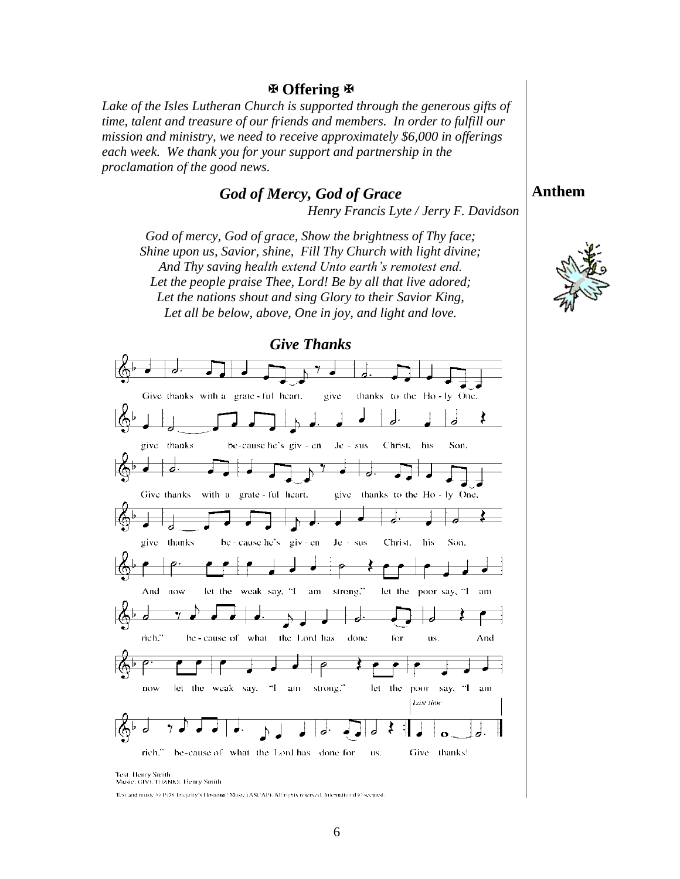## ✠ Offering ✠

*Lake of the Isles Lutheran Church is supported through the generous gifts of time, talent and treasure of our friends and members. In order to fulfill our mission and ministry, we need to receive approximately $6,000 in offerings each week. We thank you for your support and partnership in the proclamation of the good news.*

## Anthem

### *God of Mercy, God of Grace*

*Henry Francis Lyte / Jerry F. Davidson*

*God of mercy, God of grace, Show the brightness of Thy face;*
*Shine upon us, Savior, shine, Fill Thy Church with light divine;*
*And Thy saving health extend Unto earth's remotest end.*
*Let the people praise Thee, Lord! Be by all that live adored;*
*Let the nations shout and sing Glory to their Savior King,*
*Let all be below, above, One in joy, and light and love.*

### *Give Thanks*

Give thanks with a grate - ful heart, give thanks to the Ho - ly One,
give thanks be-cause he's giv - en Je - sus Christ, his Son.
Give thanks with a grate - ful heart, give thanks to the Ho - ly One,
give thanks be - cause he's giv - en Je - sus Christ, his Son.
And now let the weak say, "I am strong," let the poor say, "I am
rich," be - cause of what the Lord has done for us. And
now let the weak say, "I am strong," let the poor say, "I am
rich," be-cause of what the Lord has done for us. Give thanks!

Last time

Text: Henry Smith
Music: GIVE THANKS, Henry Smith

Text and music © 1978 Integrity's Hosanna! Music (ASCAP). All rights reserved. International © secured.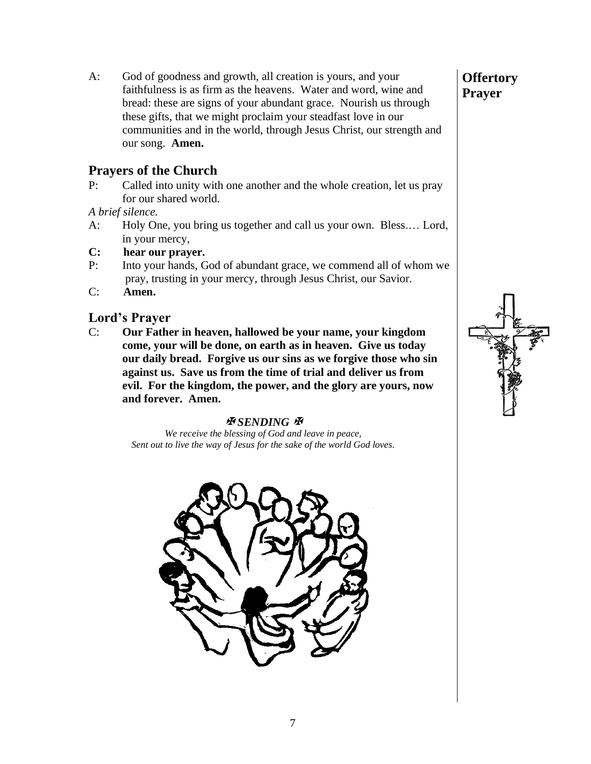**Offertory Prayer**

A: God of goodness and growth, all creation is yours, and your faithfulness is as firm as the heavens. Water and word, wine and bread: these are signs of your abundant grace. Nourish us through these gifts, that we might proclaim your steadfast love in our communities and in the world, through Jesus Christ, our strength and our song. **Amen.**

## Prayers of the Church

P: Called into unity with one another and the whole creation, let us pray for our shared world.

*A brief silence.*

A: Holy One, you bring us together and call us your own. Bless.… Lord, in your mercy,

**C: hear our prayer.**

P: Into your hands, God of abundant grace, we commend all of whom we pray, trusting in your mercy, through Jesus Christ, our Savior.

C: **Amen.**

## Lord's Prayer

C: **Our Father in heaven, hallowed be your name, your kingdom come, your will be done, on earth as in heaven. Give us today our daily bread. Forgive us our sins as we forgive those who sin against us. Save us from the time of trial and deliver us from evil. For the kingdom, the power, and the glory are yours, now and forever. Amen.**

### ✠ *SENDING* ✠

*We receive the blessing of God and leave in peace,*
*Sent out to live the way of Jesus for the sake of the world God loves.*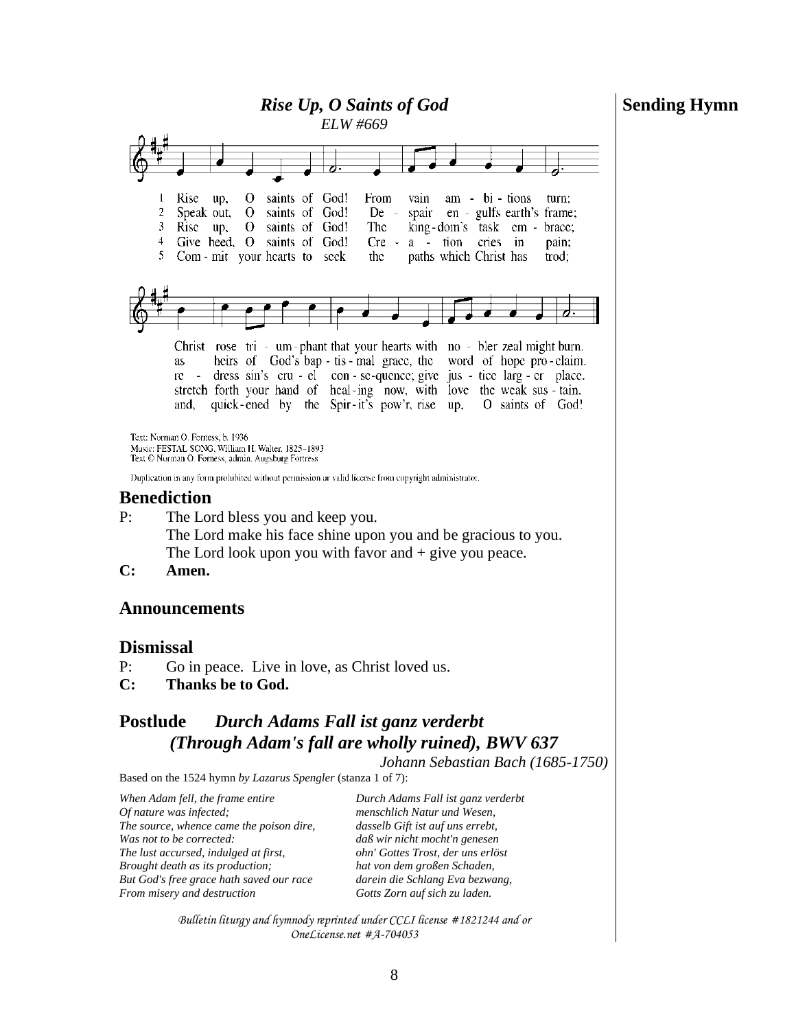**Sending Hymn**

## *Rise Up, O Saints of God*

*ELW #669*

1 Rise up, O saints of God! From vain am - bi - tions turn;
2 Speak out, O saints of God! De - spair en - gulfs earth's frame;
3 Rise up, O saints of God! The king - dom's task em - brace;
4 Give heed, O saints of God! Cre - a - tion cries in pain;
5 Com - mit your hearts to seek the paths which Christ has trod;

Christ rose tri - um - phant that your hearts with no - bler zeal might burn.
as heirs of God's bap - tis - mal grace, the word of hope pro - claim.
re - dress sin's cru - el con - se - quence; give jus - tice larg - er place.
stretch forth your hand of heal - ing now, with love the weak sus - tain.
and, quick - ened by the Spir - it's pow'r, rise up, O saints of God!

Text: Norman O. Forness, b. 1936
Music: FESTAL SONG, William H. Walter, 1825–1893
Text © Norman O. Forness, admin. Augsburg Fortress

Duplication in any form prohibited without permission or valid license from copyright administrator.

## Benediction

P: The Lord bless you and keep you.
The Lord make his face shine upon you and be gracious to you.
The Lord look upon you with favor and + give you peace.

**C: Amen.**

## Announcements

## Dismissal

P: Go in peace. Live in love, as Christ loved us.

**C: Thanks be to God.**

## Postlude *Durch Adams Fall ist ganz verderbt (Through Adam's fall are wholly ruined), BWV 637*

*Johann Sebastian Bach (1685-1750)*

Based on the 1524 hymn *by Lazarus Spengler* (stanza 1 of 7):

| | |
|---|---|
| *When Adam fell, the frame entire* | *Durch Adams Fall ist ganz verderbt* |
| *Of nature was infected;* | *menschlich Natur und Wesen,* |
| *The source, whence came the poison dire,* | *dasselb Gift ist auf uns errebt,* |
| *Was not to be corrected:* | *daß wir nicht mocht'n genesen* |
| *The lust accursed, indulged at first,* | *ohn' Gottes Trost, der uns erlöst* |
| *Brought death as its production;* | *hat von dem großen Schaden,* |
| *But God's free grace hath saved our race* | *darein die Schlang Eva bezwang,* |
| *From misery and destruction* | *Gotts Zorn auf sich zu laden.* |

*Bulletin liturgy and hymnody reprinted under CCLI license #1821244 and or OneLicense.net #A-704053*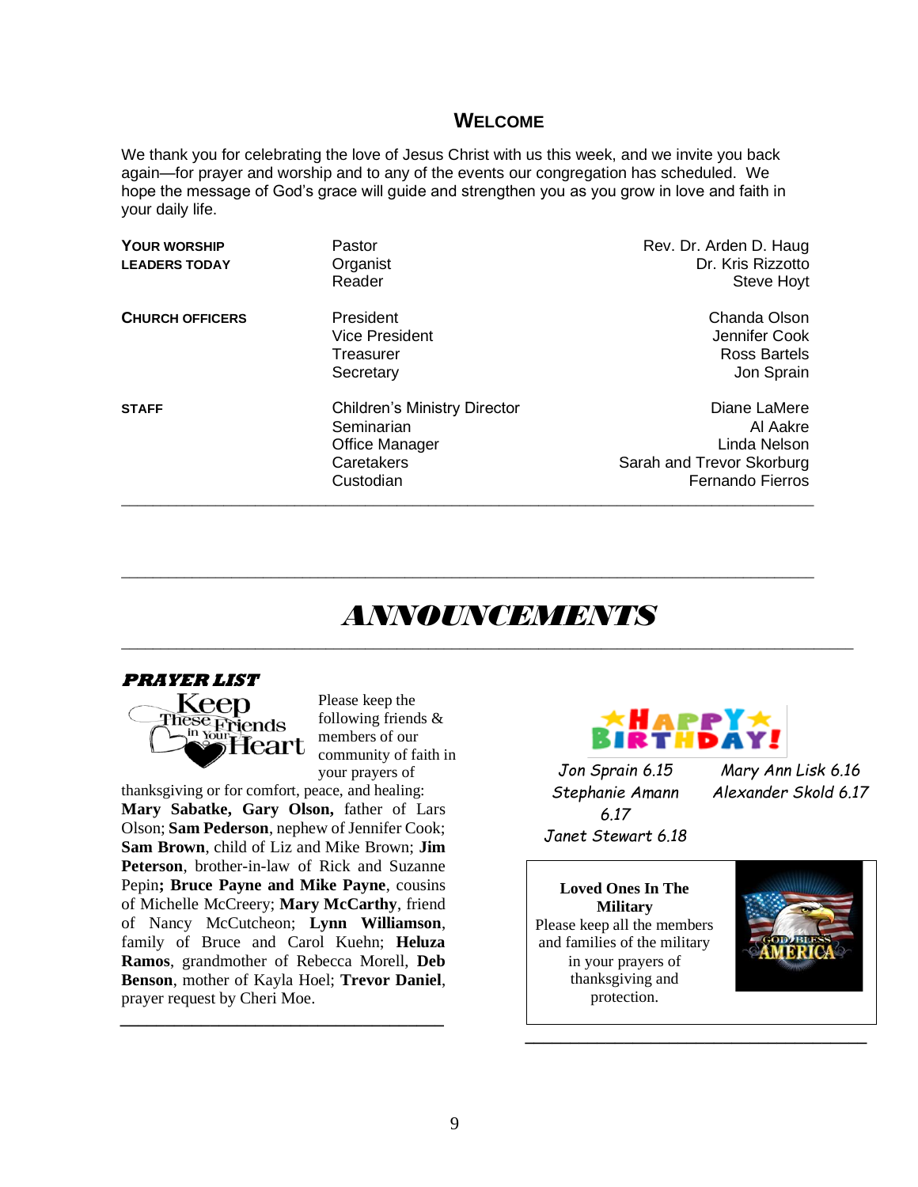## Welcome

We thank you for celebrating the love of Jesus Christ with us this week, and we invite you back again—for prayer and worship and to any of the events our congregation has scheduled. We hope the message of God's grace will guide and strengthen you as you grow in love and faith in your daily life.

| | | |
|---|---|---|
| **YOUR WORSHIP LEADERS TODAY** | Pastor | Rev. Dr. Arden D. Haug |
| | Organist | Dr. Kris Rizzotto |
| | Reader | Steve Hoyt |
| **CHURCH OFFICERS** | President | Chanda Olson |
| | Vice President | Jennifer Cook |
| | Treasurer | Ross Bartels |
| | Secretary | Jon Sprain |
| **STAFF** | Children's Ministry Director | Diane LaMere |
| | Seminarian | Al Aakre |
| | Office Manager | Linda Nelson |
| | Caretakers | Sarah and Trevor Skorburg |
| | Custodian | Fernando Fierros |

# *ANNOUNCEMENTS*

### *PRAYER LIST*

Keep These Friends in Your Heart

Please keep the following friends & members of our community of faith in your prayers of thanksgiving or for comfort, peace, and healing: **Mary Sabatke, Gary Olson,** father of Lars Olson; **Sam Pederson**, nephew of Jennifer Cook; **Sam Brown**, child of Liz and Mike Brown; **Jim Peterson**, brother-in-law of Rick and Suzanne Pepin**; Bruce Payne and Mike Payne**, cousins of Michelle McCreery; **Mary McCarthy**, friend of Nancy McCutcheon; **Lynn Williamson**, family of Bruce and Carol Kuehn; **Heluza Ramos**, grandmother of Rebecca Morell, **Deb Benson**, mother of Kayla Hoel; **Trevor Daniel**, prayer request by Cheri Moe.

### HAPPY BIRTHDAY!

*Jon Sprain 6.15*
*Stephanie Amann 6.17*
*Janet Stewart 6.18*
*Mary Ann Lisk 6.16*
*Alexander Skold 6.17*

**Loved Ones In The Military**

Please keep all the members and families of the military in your prayers of thanksgiving and protection.

GOD BLESS AMERICA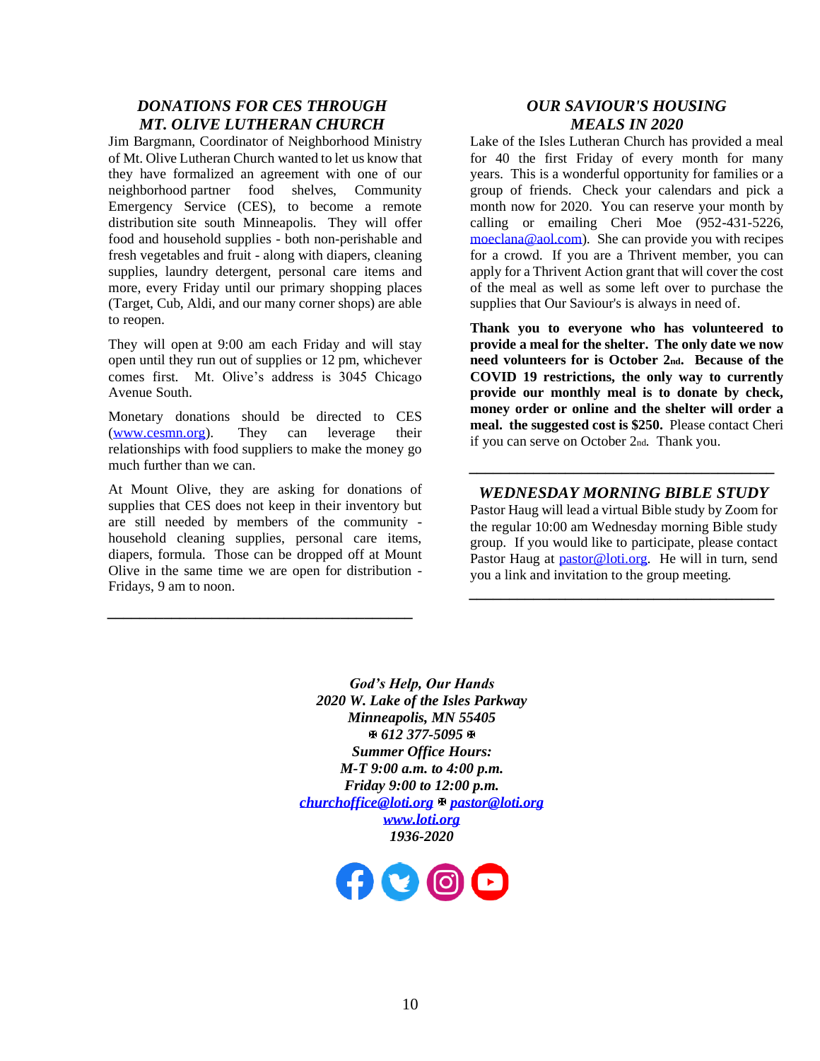### *DONATIONS FOR CES THROUGH MT. OLIVE LUTHERAN CHURCH*

Jim Bargmann, Coordinator of Neighborhood Ministry of Mt. Olive Lutheran Church wanted to let us know that they have formalized an agreement with one of our neighborhood partner food shelves, Community Emergency Service (CES), to become a remote distribution site south Minneapolis. They will offer food and household supplies - both non-perishable and fresh vegetables and fruit - along with diapers, cleaning supplies, laundry detergent, personal care items and more, every Friday until our primary shopping places (Target, Cub, Aldi, and our many corner shops) are able to reopen.

They will open at 9:00 am each Friday and will stay open until they run out of supplies or 12 pm, whichever comes first. Mt. Olive's address is 3045 Chicago Avenue South.

Monetary donations should be directed to CES (www.cesmn.org). They can leverage their relationships with food suppliers to make the money go much further than we can.

At Mount Olive, they are asking for donations of supplies that CES does not keep in their inventory but are still needed by members of the community - household cleaning supplies, personal care items, diapers, formula. Those can be dropped off at Mount Olive in the same time we are open for distribution - Fridays, 9 am to noon.

---

### *OUR SAVIOUR'S HOUSING MEALS IN 2020*

Lake of the Isles Lutheran Church has provided a meal for 40 the first Friday of every month for many years. This is a wonderful opportunity for families or a group of friends. Check your calendars and pick a month now for 2020. You can reserve your month by calling or emailing Cheri Moe (952-431-5226, moeclana@aol.com). She can provide you with recipes for a crowd. If you are a Thrivent member, you can apply for a Thrivent Action grant that will cover the cost of the meal as well as some left over to purchase the supplies that Our Saviour's is always in need of.

**Thank you to everyone who has volunteered to provide a meal for the shelter. The only date we now need volunteers for is October 2nd. Because of the COVID 19 restrictions, the only way to currently provide our monthly meal is to donate by check, money order or online and the shelter will order a meal. the suggested cost is $250.** Please contact Cheri if you can serve on October 2nd. Thank you.

---

### *WEDNESDAY MORNING BIBLE STUDY*

Pastor Haug will lead a virtual Bible study by Zoom for the regular 10:00 am Wednesday morning Bible study group. If you would like to participate, please contact Pastor Haug at pastor@loti.org. He will in turn, send you a link and invitation to the group meeting.

---

***God's Help, Our Hands***
***2020 W. Lake of the Isles Parkway***
***Minneapolis, MN 55405***
***✠ 612 377-5095 ✠***
***Summer Office Hours:***
***M-T 9:00 a.m. to 4:00 p.m.***
***Friday 9:00 to 12:00 p.m.***
***churchoffice@loti.org ✠ pastor@loti.org***
***www.loti.org***
***1936-2020***